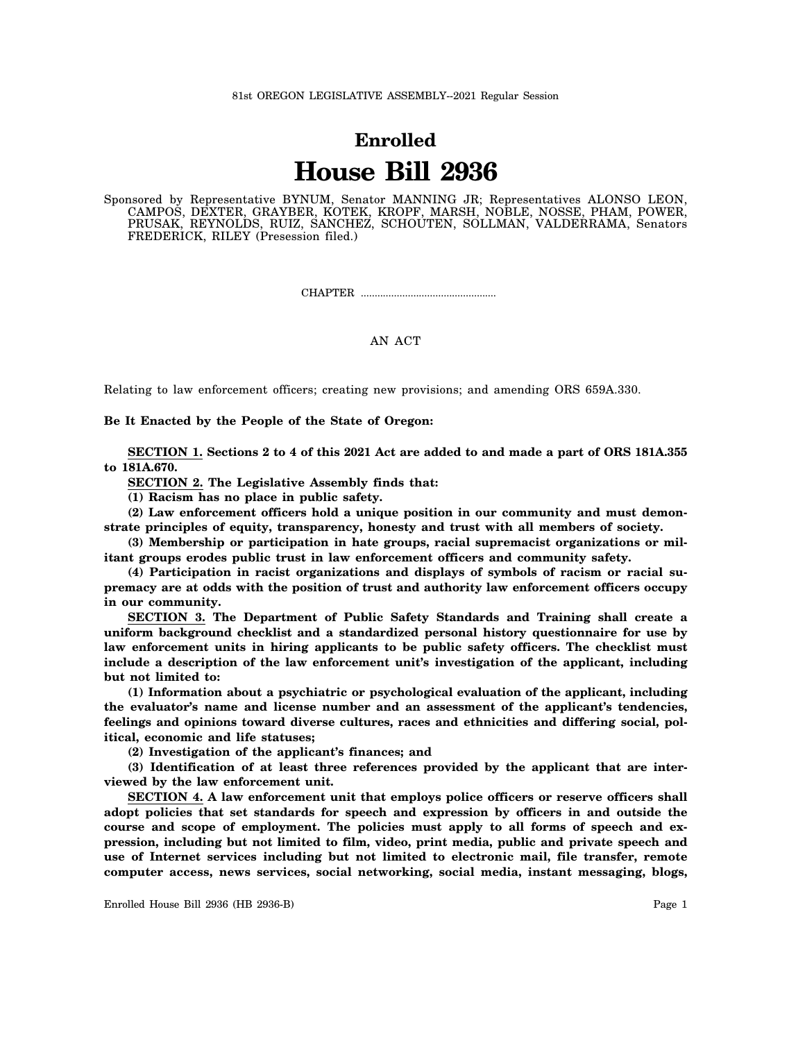81st OREGON LEGISLATIVE ASSEMBLY--2021 Regular Session

# Enrolled

# House Bill 2936

Sponsored by Representative BYNUM, Senator MANNING JR; Representatives ALONSO LEON, CAMPOS, DEXTER, GRAYBER, KOTEK, KROPF, MARSH, NOBLE, NOSSE, PHAM, POWER, PRUSAK, REYNOLDS, RUIZ, SANCHEZ, SCHOUTEN, SOLLMAN, VALDERRAMA, Senators FREDERICK, RILEY (Presession filed.)

CHAPTER .................................................

AN ACT

Relating to law enforcement officers; creating new provisions; and amending ORS 659A.330.

**Be It Enacted by the People of the State of Oregon:**

**SECTION 1. Sections 2 to 4 of this 2021 Act are added to and made a part of ORS 181A.355 to 181A.670.**

**SECTION 2. The Legislative Assembly finds that:**

**(1) Racism has no place in public safety.**

**(2) Law enforcement officers hold a unique position in our community and must demonstrate principles of equity, transparency, honesty and trust with all members of society.**

**(3) Membership or participation in hate groups, racial supremacist organizations or militant groups erodes public trust in law enforcement officers and community safety.**

**(4) Participation in racist organizations and displays of symbols of racism or racial supremacy are at odds with the position of trust and authority law enforcement officers occupy in our community.**

**SECTION 3. The Department of Public Safety Standards and Training shall create a uniform background checklist and a standardized personal history questionnaire for use by law enforcement units in hiring applicants to be public safety officers. The checklist must include a description of the law enforcement unit's investigation of the applicant, including but not limited to:**

**(1) Information about a psychiatric or psychological evaluation of the applicant, including the evaluator's name and license number and an assessment of the applicant's tendencies, feelings and opinions toward diverse cultures, races and ethnicities and differing social, political, economic and life statuses;**

**(2) Investigation of the applicant's finances; and**

**(3) Identification of at least three references provided by the applicant that are interviewed by the law enforcement unit.**

**SECTION 4. A law enforcement unit that employs police officers or reserve officers shall adopt policies that set standards for speech and expression by officers in and outside the course and scope of employment. The policies must apply to all forms of speech and expression, including but not limited to film, video, print media, public and private speech and use of Internet services including but not limited to electronic mail, file transfer, remote computer access, news services, social networking, social media, instant messaging, blogs,**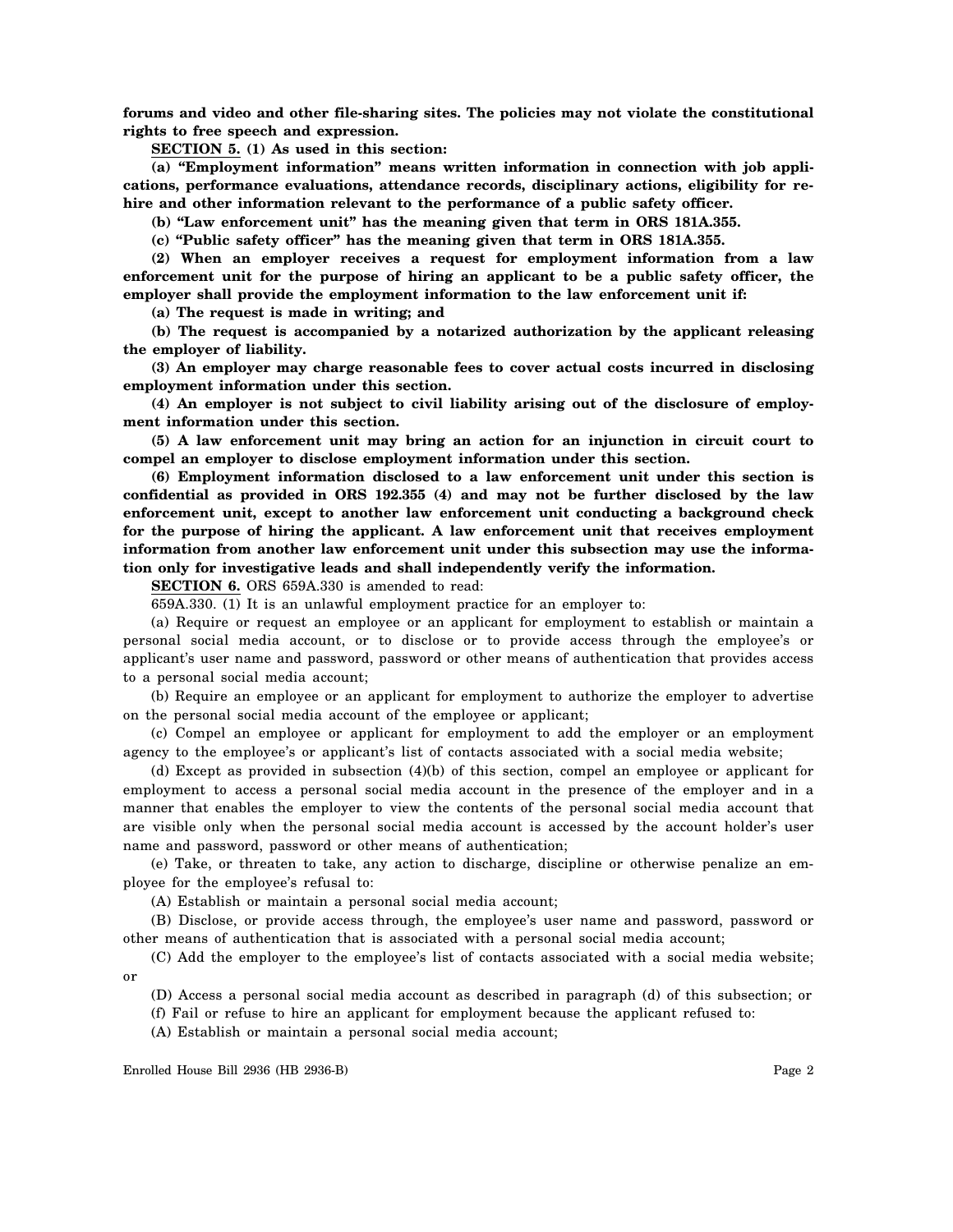**forums and video and other file-sharing sites. The policies may not violate the constitutional rights to free speech and expression.**

**SECTION 5. (1) As used in this section:**

**(a) "Employment information" means written information in connection with job applications, performance evaluations, attendance records, disciplinary actions, eligibility for rehire and other information relevant to the performance of a public safety officer.**

**(b) "Law enforcement unit" has the meaning given that term in ORS 181A.355.**

**(c) "Public safety officer" has the meaning given that term in ORS 181A.355.**

**(2) When an employer receives a request for employment information from a law enforcement unit for the purpose of hiring an applicant to be a public safety officer, the employer shall provide the employment information to the law enforcement unit if:**

**(a) The request is made in writing; and**

**(b) The request is accompanied by a notarized authorization by the applicant releasing the employer of liability.**

**(3) An employer may charge reasonable fees to cover actual costs incurred in disclosing employment information under this section.**

**(4) An employer is not subject to civil liability arising out of the disclosure of employment information under this section.**

**(5) A law enforcement unit may bring an action for an injunction in circuit court to compel an employer to disclose employment information under this section.**

**(6) Employment information disclosed to a law enforcement unit under this section is confidential as provided in ORS 192.355 (4) and may not be further disclosed by the law enforcement unit, except to another law enforcement unit conducting a background check for the purpose of hiring the applicant. A law enforcement unit that receives employment information from another law enforcement unit under this subsection may use the information only for investigative leads and shall independently verify the information.**

**SECTION 6.** ORS 659A.330 is amended to read:

659A.330. (1) It is an unlawful employment practice for an employer to:

(a) Require or request an employee or an applicant for employment to establish or maintain a personal social media account, or to disclose or to provide access through the employee's or applicant's user name and password, password or other means of authentication that provides access to a personal social media account;

(b) Require an employee or an applicant for employment to authorize the employer to advertise on the personal social media account of the employee or applicant;

(c) Compel an employee or applicant for employment to add the employer or an employment agency to the employee's or applicant's list of contacts associated with a social media website;

(d) Except as provided in subsection (4)(b) of this section, compel an employee or applicant for employment to access a personal social media account in the presence of the employer and in a manner that enables the employer to view the contents of the personal social media account that are visible only when the personal social media account is accessed by the account holder's user name and password, password or other means of authentication;

(e) Take, or threaten to take, any action to discharge, discipline or otherwise penalize an employee for the employee's refusal to:

(A) Establish or maintain a personal social media account;

(B) Disclose, or provide access through, the employee's user name and password, password or other means of authentication that is associated with a personal social media account;

(C) Add the employer to the employee's list of contacts associated with a social media website; or

(D) Access a personal social media account as described in paragraph (d) of this subsection; or

(f) Fail or refuse to hire an applicant for employment because the applicant refused to:

(A) Establish or maintain a personal social media account;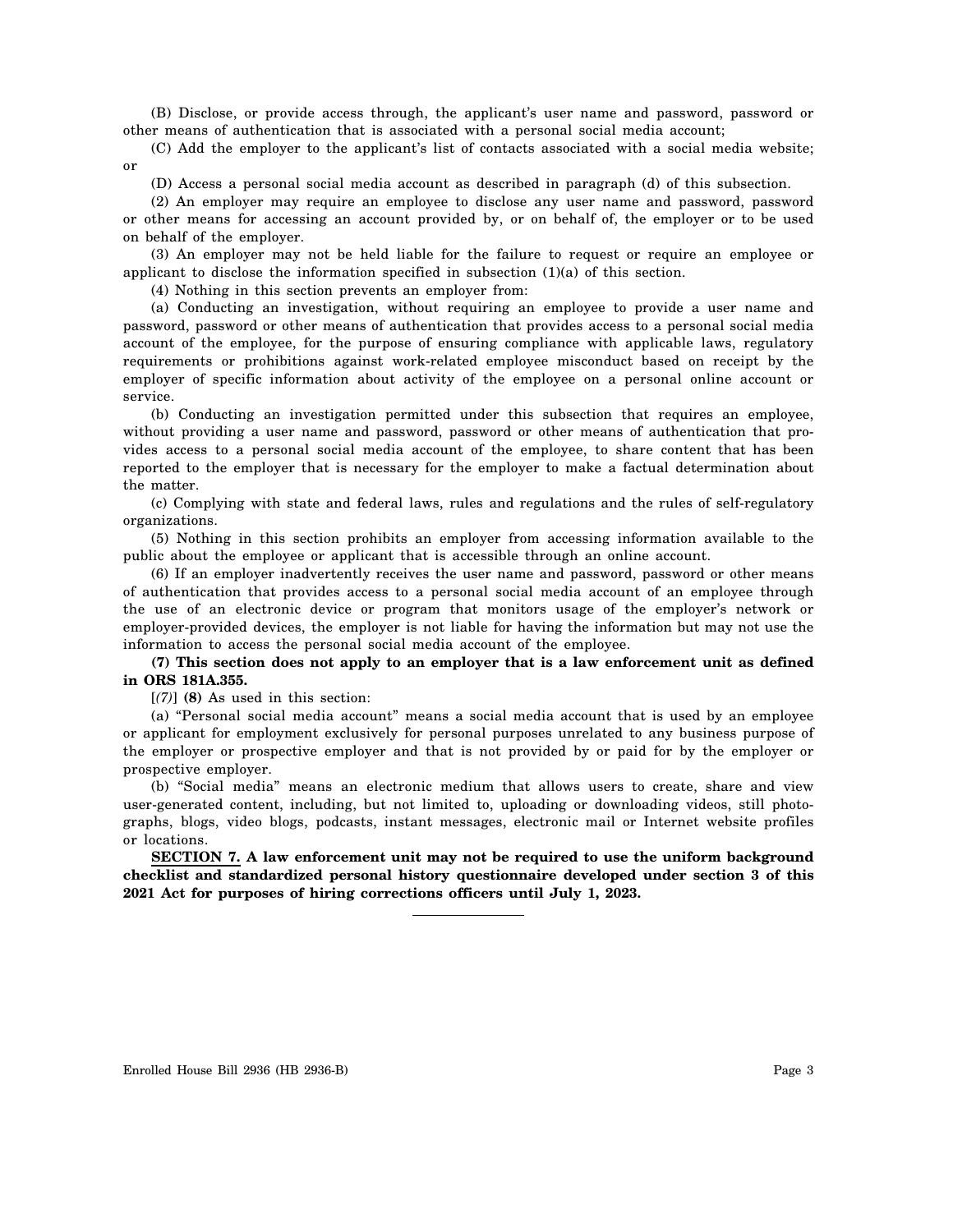(B) Disclose, or provide access through, the applicant's user name and password, password or other means of authentication that is associated with a personal social media account;

(C) Add the employer to the applicant's list of contacts associated with a social media website; or

(D) Access a personal social media account as described in paragraph (d) of this subsection.

(2) An employer may require an employee to disclose any user name and password, password or other means for accessing an account provided by, or on behalf of, the employer or to be used on behalf of the employer.

(3) An employer may not be held liable for the failure to request or require an employee or applicant to disclose the information specified in subsection (1)(a) of this section.

(4) Nothing in this section prevents an employer from:

(a) Conducting an investigation, without requiring an employee to provide a user name and password, password or other means of authentication that provides access to a personal social media account of the employee, for the purpose of ensuring compliance with applicable laws, regulatory requirements or prohibitions against work-related employee misconduct based on receipt by the employer of specific information about activity of the employee on a personal online account or service.

(b) Conducting an investigation permitted under this subsection that requires an employee, without providing a user name and password, password or other means of authentication that provides access to a personal social media account of the employee, to share content that has been reported to the employer that is necessary for the employer to make a factual determination about the matter.

(c) Complying with state and federal laws, rules and regulations and the rules of self-regulatory organizations.

(5) Nothing in this section prohibits an employer from accessing information available to the public about the employee or applicant that is accessible through an online account.

(6) If an employer inadvertently receives the user name and password, password or other means of authentication that provides access to a personal social media account of an employee through the use of an electronic device or program that monitors usage of the employer's network or employer-provided devices, the employer is not liable for having the information but may not use the information to access the personal social media account of the employee.

**(7) This section does not apply to an employer that is a law enforcement unit as defined in ORS 181A.355.**

[*(7)*] **(8)** As used in this section:

(a) "Personal social media account" means a social media account that is used by an employee or applicant for employment exclusively for personal purposes unrelated to any business purpose of the employer or prospective employer and that is not provided by or paid for by the employer or prospective employer.

(b) "Social media" means an electronic medium that allows users to create, share and view user-generated content, including, but not limited to, uploading or downloading videos, still photographs, blogs, video blogs, podcasts, instant messages, electronic mail or Internet website profiles or locations.

**SECTION 7. A law enforcement unit may not be required to use the uniform background checklist and standardized personal history questionnaire developed under section 3 of this 2021 Act for purposes of hiring corrections officers until July 1, 2023.**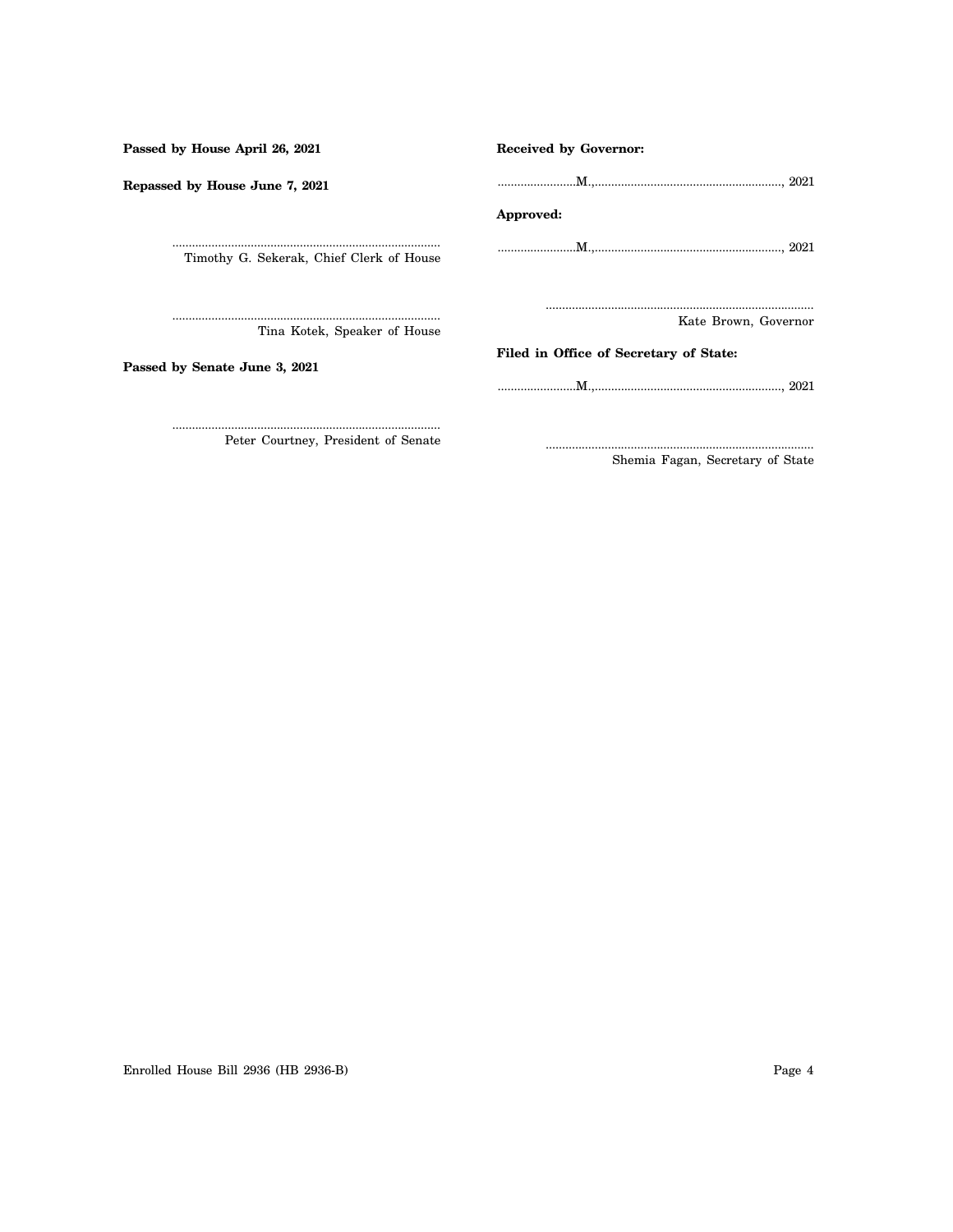**Passed by House April 26, 2021**

**Repassed by House June 7, 2021**

..................................................................................
Timothy G. Sekerak, Chief Clerk of House

..................................................................................
Tina Kotek, Speaker of House

**Passed by Senate June 3, 2021**

..................................................................................
Peter Courtney, President of Senate

**Received by Governor:**

........................M.,.........................................................., 2021

**Approved:**

........................M.,.........................................................., 2021

..................................................................................
Kate Brown, Governor

**Filed in Office of Secretary of State:**

........................M.,.........................................................., 2021

..................................................................................
Shemia Fagan, Secretary of State

Enrolled House Bill 2936 (HB 2936-B)